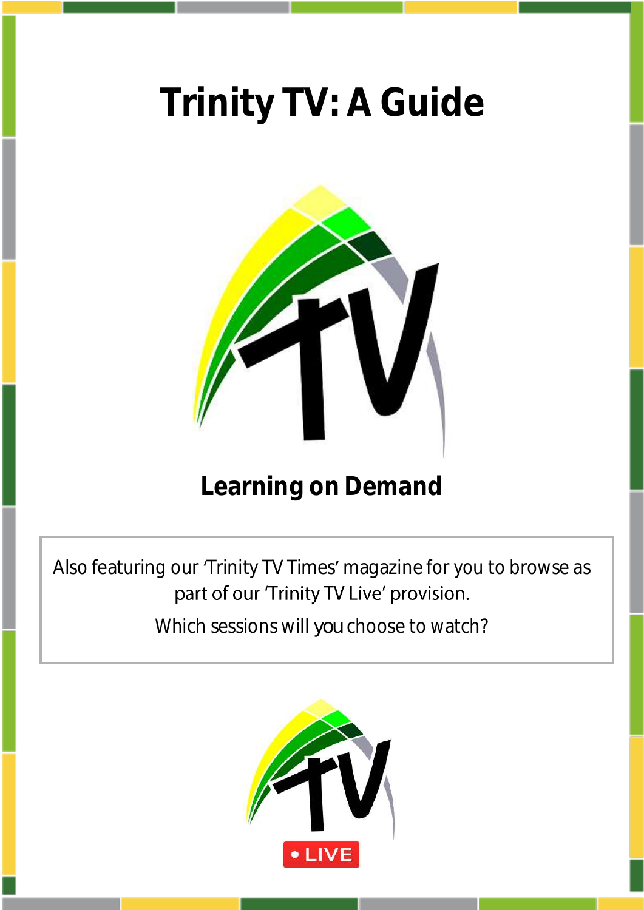# Trinity TV: A Guide

**Learning on Demand**

Also featuring our 'Trinity TV Times' magazine for you to browse as part of our 'Trinity TV Live' provision.

Which sessions will you choose to watch?

• LIVE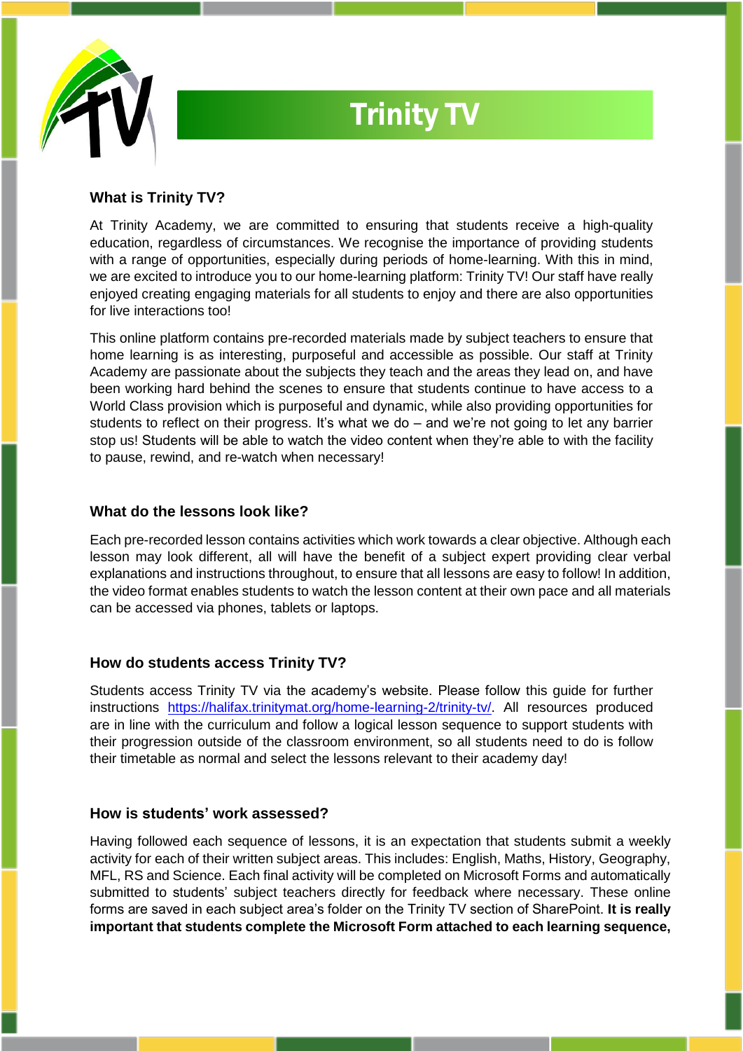# Trinity TV

### What is Trinity TV?

At Trinity Academy, we are committed to ensuring that students receive a high-quality education, regardless of circumstances. We recognise the importance of providing students with a range of opportunities, especially during periods of home-learning. With this in mind, we are excited to introduce you to our home-learning platform: Trinity TV! Our staff have really enjoyed creating engaging materials for all students to enjoy and there are also opportunities for live interactions too!

This online platform contains pre-recorded materials made by subject teachers to ensure that home learning is as interesting, purposeful and accessible as possible. Our staff at Trinity Academy are passionate about the subjects they teach and the areas they lead on, and have been working hard behind the scenes to ensure that students continue to have access to a World Class provision which is purposeful and dynamic, while also providing opportunities for students to reflect on their progress. It's what we do – and we're not going to let any barrier stop us! Students will be able to watch the video content when they're able to with the facility to pause, rewind, and re-watch when necessary!

### What do the lessons look like?

Each pre-recorded lesson contains activities which work towards a clear objective. Although each lesson may look different, all will have the benefit of a subject expert providing clear verbal explanations and instructions throughout, to ensure that all lessons are easy to follow! In addition, the video format enables students to watch the lesson content at their own pace and all materials can be accessed via phones, tablets or laptops.

### How do students access Trinity TV?

Students access Trinity TV via the academy's website. Please follow this guide for further instructions https://halifax.trinitymat.org/home-learning-2/trinity-tv/. All resources produced are in line with the curriculum and follow a logical lesson sequence to support students with their progression outside of the classroom environment, so all students need to do is follow their timetable as normal and select the lessons relevant to their academy day!

### How is students' work assessed?

Having followed each sequence of lessons, it is an expectation that students submit a weekly activity for each of their written subject areas. This includes: English, Maths, History, Geography, MFL, RS and Science. Each final activity will be completed on Microsoft Forms and automatically submitted to students' subject teachers directly for feedback where necessary. These online forms are saved in each subject area's folder on the Trinity TV section of SharePoint. **It is really important that students complete the Microsoft Form attached to each learning sequence,**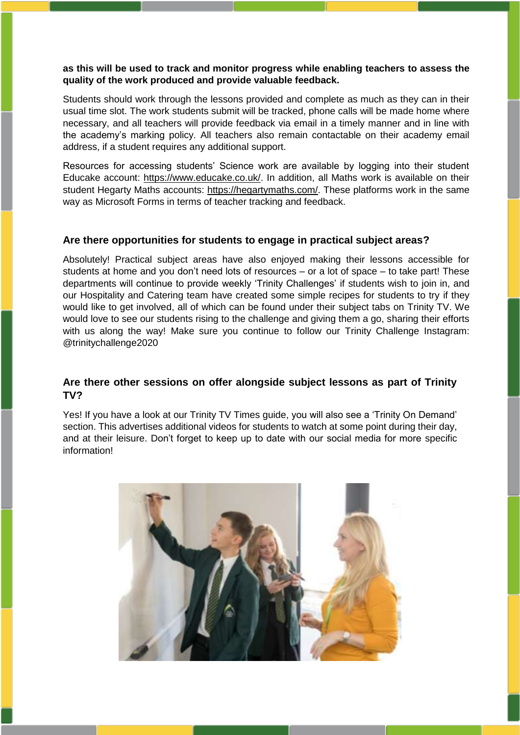**as this will be used to track and monitor progress while enabling teachers to assess the quality of the work produced and provide valuable feedback.**

Students should work through the lessons provided and complete as much as they can in their usual time slot. The work students submit will be tracked, phone calls will be made home where necessary, and all teachers will provide feedback via email in a timely manner and in line with the academy's marking policy. All teachers also remain contactable on their academy email address, if a student requires any additional support.

Resources for accessing students' Science work are available by logging into their student Educake account: https://www.educake.co.uk/. In addition, all Maths work is available on their student Hegarty Maths accounts: https://hegartymaths.com/. These platforms work in the same way as Microsoft Forms in terms of teacher tracking and feedback.

### Are there opportunities for students to engage in practical subject areas?

Absolutely! Practical subject areas have also enjoyed making their lessons accessible for students at home and you don't need lots of resources – or a lot of space – to take part! These departments will continue to provide weekly 'Trinity Challenges' if students wish to join in, and our Hospitality and Catering team have created some simple recipes for students to try if they would like to get involved, all of which can be found under their subject tabs on Trinity TV. We would love to see our students rising to the challenge and giving them a go, sharing their efforts with us along the way! Make sure you continue to follow our Trinity Challenge Instagram: @trinitychallenge2020

### Are there other sessions on offer alongside subject lessons as part of Trinity TV?

Yes! If you have a look at our Trinity TV Times guide, you will also see a 'Trinity On Demand' section. This advertises additional videos for students to watch at some point during their day, and at their leisure. Don't forget to keep up to date with our social media for more specific information!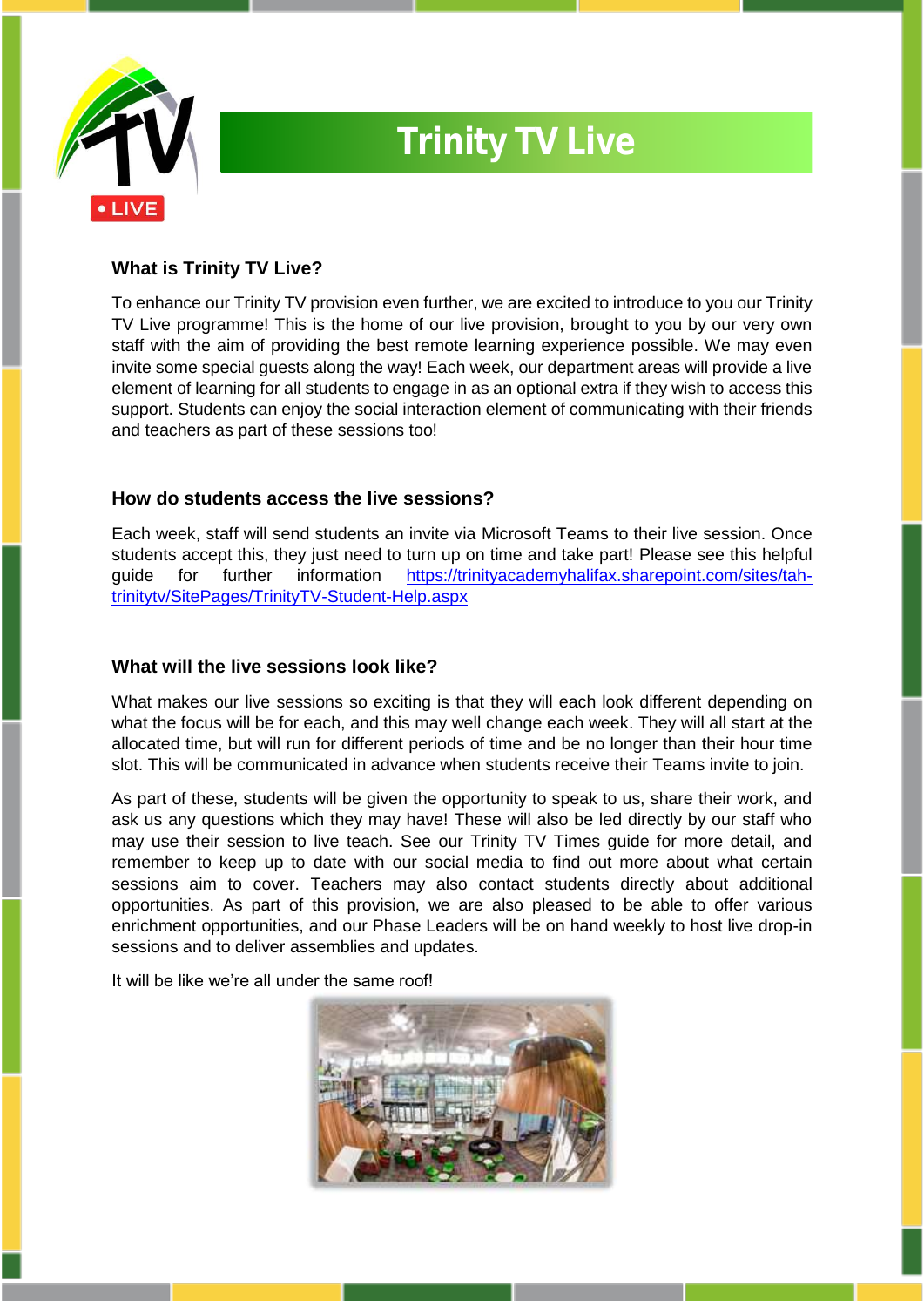# Trinity TV Live

### What is Trinity TV Live?

To enhance our Trinity TV provision even further, we are excited to introduce to you our Trinity TV Live programme! This is the home of our live provision, brought to you by our very own staff with the aim of providing the best remote learning experience possible. We may even invite some special guests along the way! Each week, our department areas will provide a live element of learning for all students to engage in as an optional extra if they wish to access this support. Students can enjoy the social interaction element of communicating with their friends and teachers as part of these sessions too!

### How do students access the live sessions?

Each week, staff will send students an invite via Microsoft Teams to their live session. Once students accept this, they just need to turn up on time and take part! Please see this helpful guide for further information [https://trinityacademyhalifax.sharepoint.com/sites/tah-trinitytv/SitePages/TrinityTV-Student-Help.aspx](https://trinityacademyhalifax.sharepoint.com/sites/tah-trinitytv/SitePages/TrinityTV-Student-Help.aspx)

### What will the live sessions look like?

What makes our live sessions so exciting is that they will each look different depending on what the focus will be for each, and this may well change each week. They will all start at the allocated time, but will run for different periods of time and be no longer than their hour time slot. This will be communicated in advance when students receive their Teams invite to join.

As part of these, students will be given the opportunity to speak to us, share their work, and ask us any questions which they may have! These will also be led directly by our staff who may use their session to live teach. See our Trinity TV Times guide for more detail, and remember to keep up to date with our social media to find out more about what certain sessions aim to cover. Teachers may also contact students directly about additional opportunities. As part of this provision, we are also pleased to be able to offer various enrichment opportunities, and our Phase Leaders will be on hand weekly to host live drop-in sessions and to deliver assemblies and updates.

It will be like we're all under the same roof!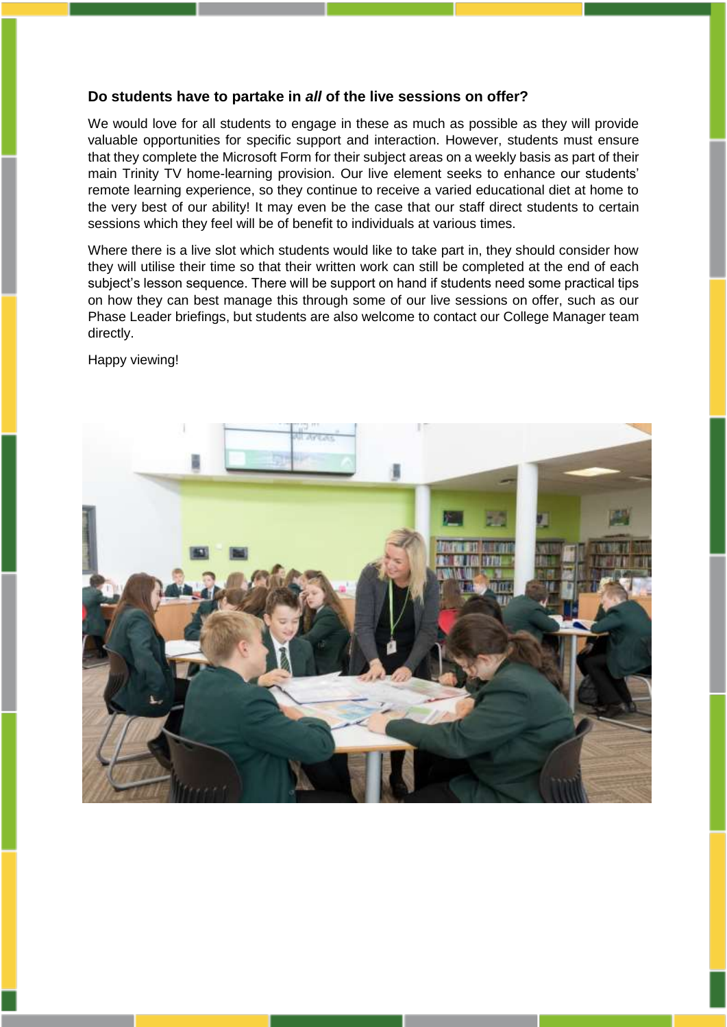### Do students have to partake in *all* of the live sessions on offer?

We would love for all students to engage in these as much as possible as they will provide valuable opportunities for specific support and interaction. However, students must ensure that they complete the Microsoft Form for their subject areas on a weekly basis as part of their main Trinity TV home-learning provision. Our live element seeks to enhance our students' remote learning experience, so they continue to receive a varied educational diet at home to the very best of our ability! It may even be the case that our staff direct students to certain sessions which they feel will be of benefit to individuals at various times.

Where there is a live slot which students would like to take part in, they should consider how they will utilise their time so that their written work can still be completed at the end of each subject's lesson sequence. There will be support on hand if students need some practical tips on how they can best manage this through some of our live sessions on offer, such as our Phase Leader briefings, but students are also welcome to contact our College Manager team directly.

Happy viewing!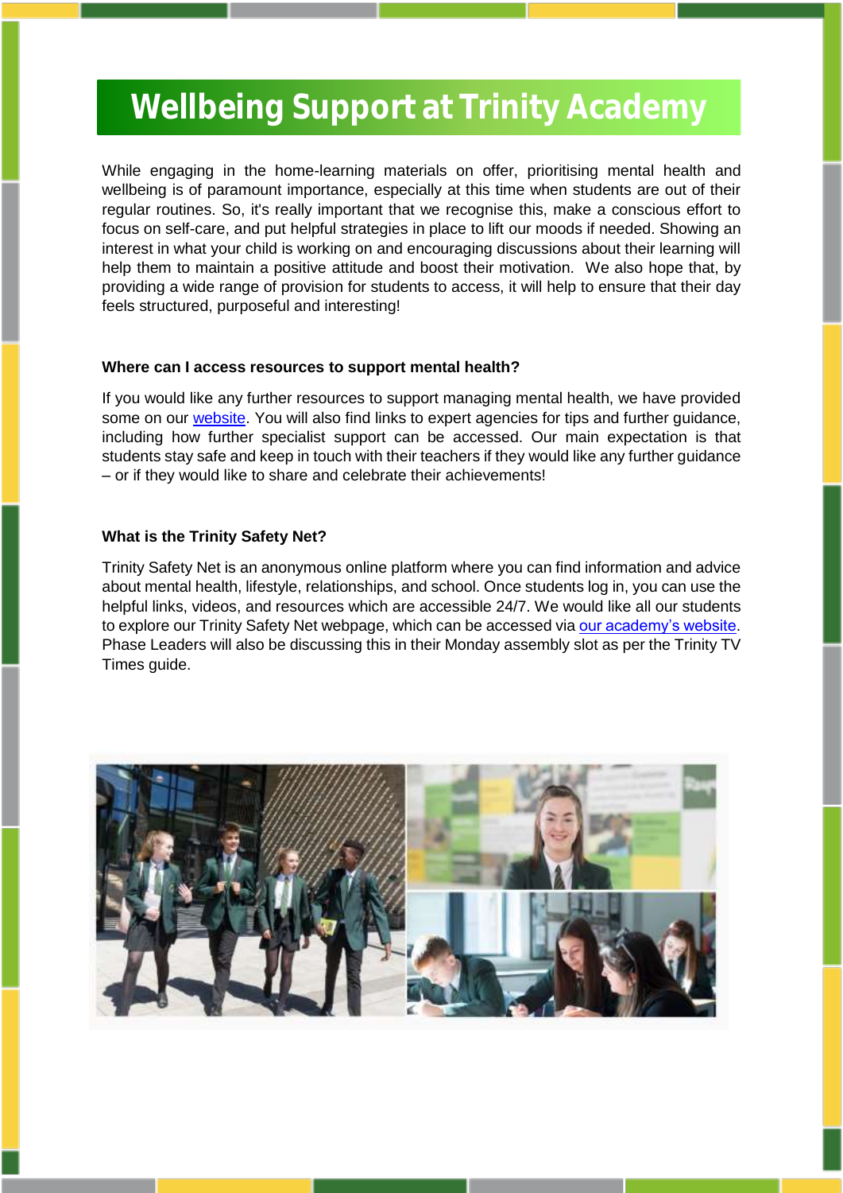# Wellbeing Support at Trinity Academy

While engaging in the home-learning materials on offer, prioritising mental health and wellbeing is of paramount importance, especially at this time when students are out of their regular routines. So, it's really important that we recognise this, make a conscious effort to focus on self-care, and put helpful strategies in place to lift our moods if needed. Showing an interest in what your child is working on and encouraging discussions about their learning will help them to maintain a positive attitude and boost their motivation. We also hope that, by providing a wide range of provision for students to access, it will help to ensure that their day feels structured, purposeful and interesting!

**Where can I access resources to support mental health?**

If you would like any further resources to support managing mental health, we have provided some on our website. You will also find links to expert agencies for tips and further guidance, including how further specialist support can be accessed. Our main expectation is that students stay safe and keep in touch with their teachers if they would like any further guidance – or if they would like to share and celebrate their achievements!

**What is the Trinity Safety Net?**

Trinity Safety Net is an anonymous online platform where you can find information and advice about mental health, lifestyle, relationships, and school. Once students log in, you can use the helpful links, videos, and resources which are accessible 24/7. We would like all our students to explore our Trinity Safety Net webpage, which can be accessed via our academy's website. Phase Leaders will also be discussing this in their Monday assembly slot as per the Trinity TV Times guide.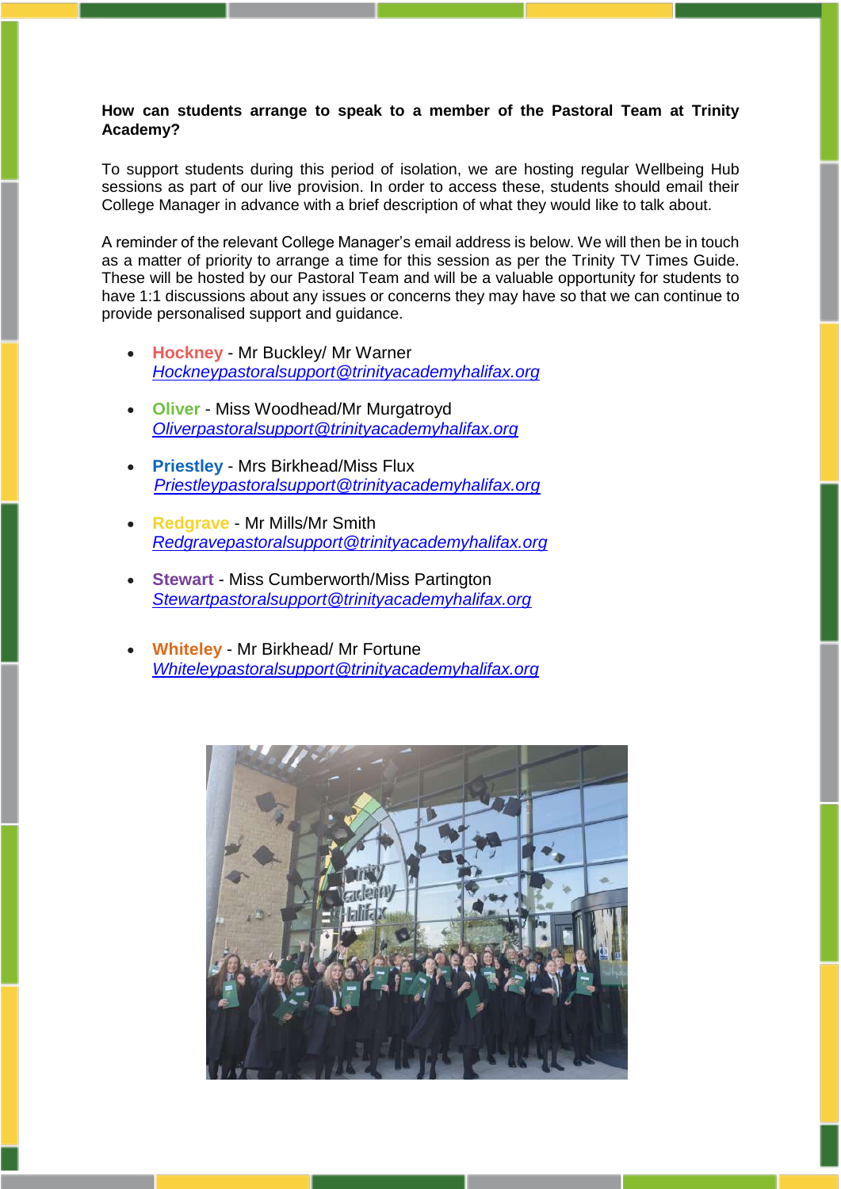**How can students arrange to speak to a member of the Pastoral Team at Trinity Academy?**

To support students during this period of isolation, we are hosting regular Wellbeing Hub sessions as part of our live provision. In order to access these, students should email their College Manager in advance with a brief description of what they would like to talk about.

A reminder of the relevant College Manager's email address is below. We will then be in touch as a matter of priority to arrange a time for this session as per the Trinity TV Times Guide. These will be hosted by our Pastoral Team and will be a valuable opportunity for students to have 1:1 discussions about any issues or concerns they may have so that we can continue to provide personalised support and guidance.

- **Hockney** - Mr Buckley/ Mr Warner
  *Hockneypastoralsupport@trinityacademyhalifax.org*
- **Oliver** - Miss Woodhead/Mr Murgatroyd
  *Oliverpastoralsupport@trinityacademyhalifax.org*
- **Priestley** - Mrs Birkhead/Miss Flux
  *Priestleypastoralsupport@trinityacademyhalifax.org*
- **Redgrave** - Mr Mills/Mr Smith
  *Redgravepastoralsupport@trinityacademyhalifax.org*
- **Stewart** - Miss Cumberworth/Miss Partington
  *Stewartpastoralsupport@trinityacademyhalifax.org*
- **Whiteley** - Mr Birkhead/ Mr Fortune
  *Whiteleypastoralsupport@trinityacademyhalifax.org*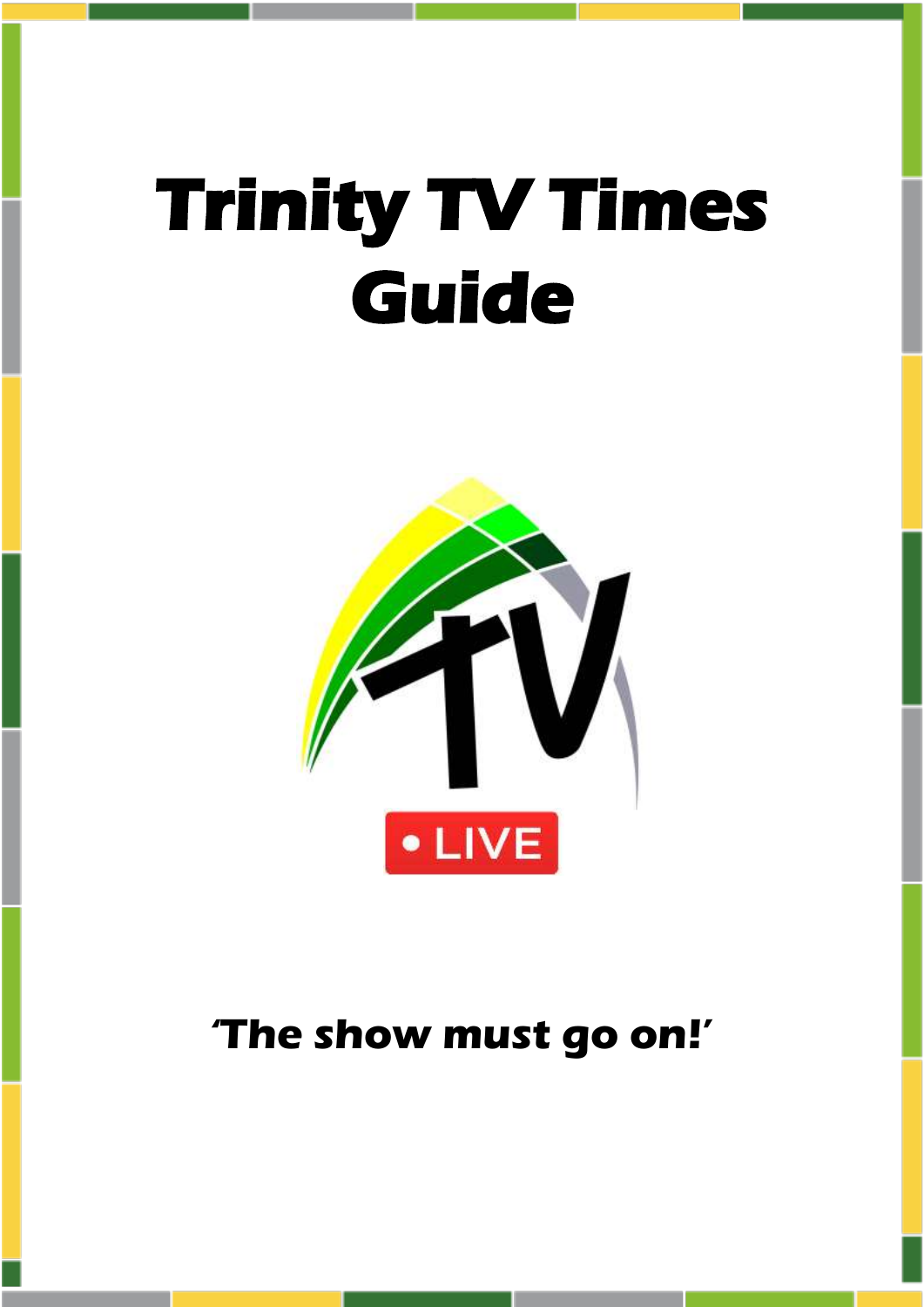# Trinity TV Times Guide

*'The show must go on!'*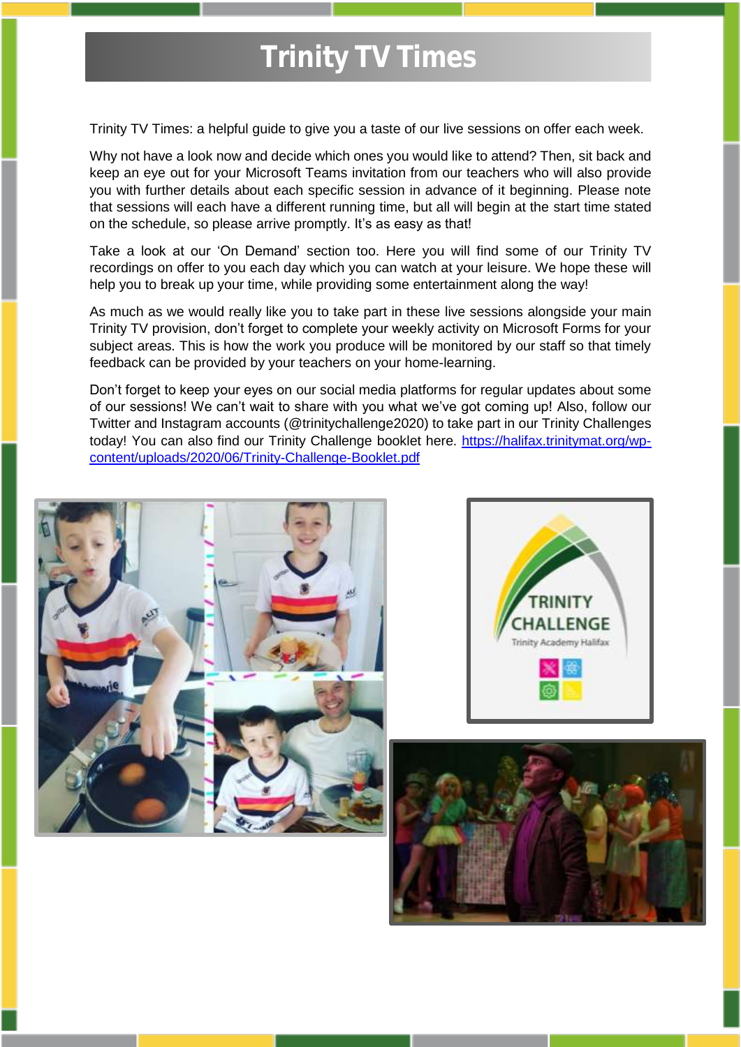# Trinity TV Times

Trinity TV Times: a helpful guide to give you a taste of our live sessions on offer each week.

Why not have a look now and decide which ones you would like to attend? Then, sit back and keep an eye out for your Microsoft Teams invitation from our teachers who will also provide you with further details about each specific session in advance of it beginning. Please note that sessions will each have a different running time, but all will begin at the start time stated on the schedule, so please arrive promptly. It's as easy as that!

Take a look at our 'On Demand' section too. Here you will find some of our Trinity TV recordings on offer to you each day which you can watch at your leisure. We hope these will help you to break up your time, while providing some entertainment along the way!

As much as we would really like you to take part in these live sessions alongside your main Trinity TV provision, don't forget to complete your weekly activity on Microsoft Forms for your subject areas. This is how the work you produce will be monitored by our staff so that timely feedback can be provided by your teachers on your home-learning.

Don't forget to keep your eyes on our social media platforms for regular updates about some of our sessions! We can't wait to share with you what we've got coming up! Also, follow our Twitter and Instagram accounts (@trinitychallenge2020) to take part in our Trinity Challenges today! You can also find our Trinity Challenge booklet here. https://halifax.trinitymat.org/wp-content/uploads/2020/06/Trinity-Challenge-Booklet.pdf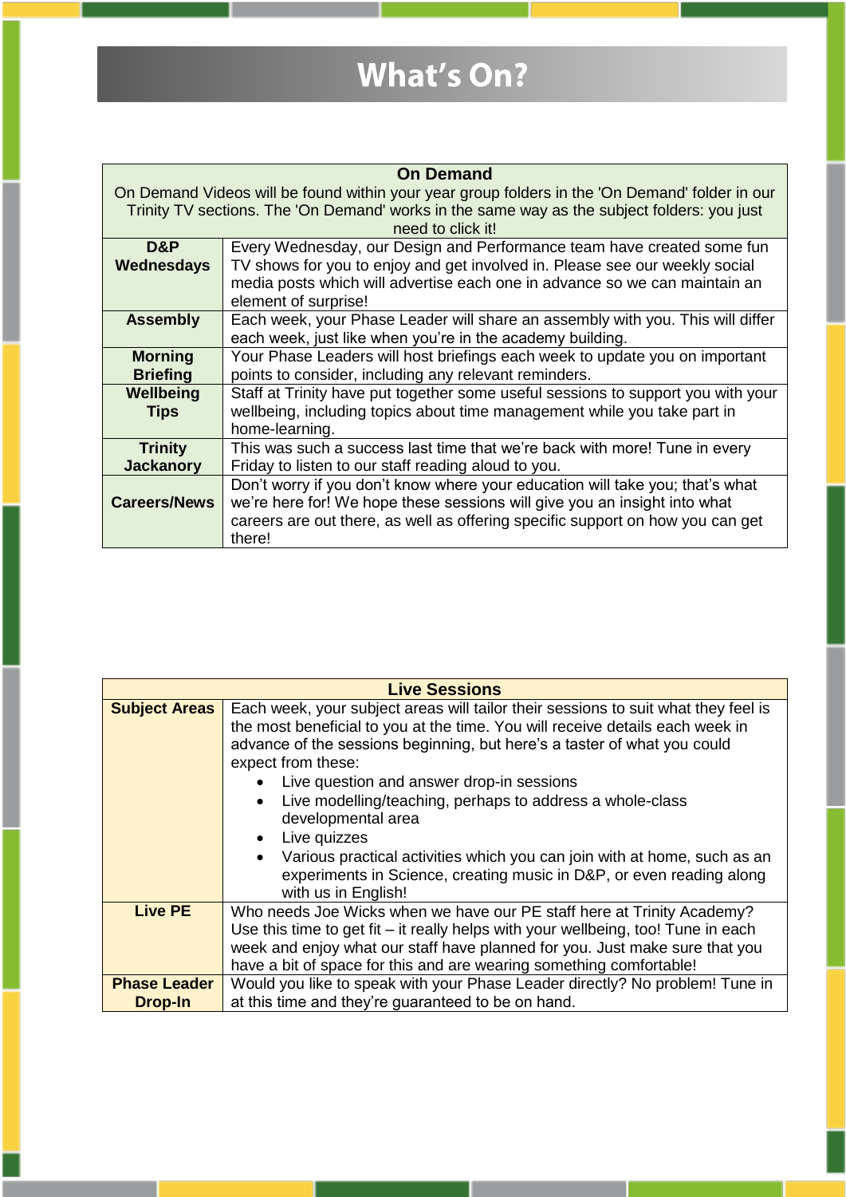# What's On?

| On Demand | |
|---|---|
| On Demand Videos will be found within your year group folders in the 'On Demand' folder in our Trinity TV sections. The 'On Demand' works in the same way as the subject folders: you just need to click it! | |
| **D&P Wednesdays** | Every Wednesday, our Design and Performance team have created some fun TV shows for you to enjoy and get involved in. Please see our weekly social media posts which will advertise each one in advance so we can maintain an element of surprise! |
| **Assembly** | Each week, your Phase Leader will share an assembly with you. This will differ each week, just like when you're in the academy building. |
| **Morning Briefing** | Your Phase Leaders will host briefings each week to update you on important points to consider, including any relevant reminders. |
| **Wellbeing Tips** | Staff at Trinity have put together some useful sessions to support you with your wellbeing, including topics about time management while you take part in home-learning. |
| **Trinity Jackanory** | This was such a success last time that we're back with more! Tune in every Friday to listen to our staff reading aloud to you. |
| **Careers/News** | Don't worry if you don't know where your education will take you; that's what we're here for! We hope these sessions will give you an insight into what careers are out there, as well as offering specific support on how you can get there! |

| Live Sessions | |
|---|---|
| **Subject Areas** | Each week, your subject areas will tailor their sessions to suit what they feel is the most beneficial to you at the time. You will receive details each week in advance of the sessions beginning, but here's a taster of what you could expect from these:<br>• Live question and answer drop-in sessions<br>• Live modelling/teaching, perhaps to address a whole-class developmental area<br>• Live quizzes<br>• Various practical activities which you can join with at home, such as an experiments in Science, creating music in D&P, or even reading along with us in English! |
| **Live PE** | Who needs Joe Wicks when we have our PE staff here at Trinity Academy? Use this time to get fit – it really helps with your wellbeing, too! Tune in each week and enjoy what our staff have planned for you. Just make sure that you have a bit of space for this and are wearing something comfortable! |
| **Phase Leader Drop-In** | Would you like to speak with your Phase Leader directly? No problem! Tune in at this time and they're guaranteed to be on hand. |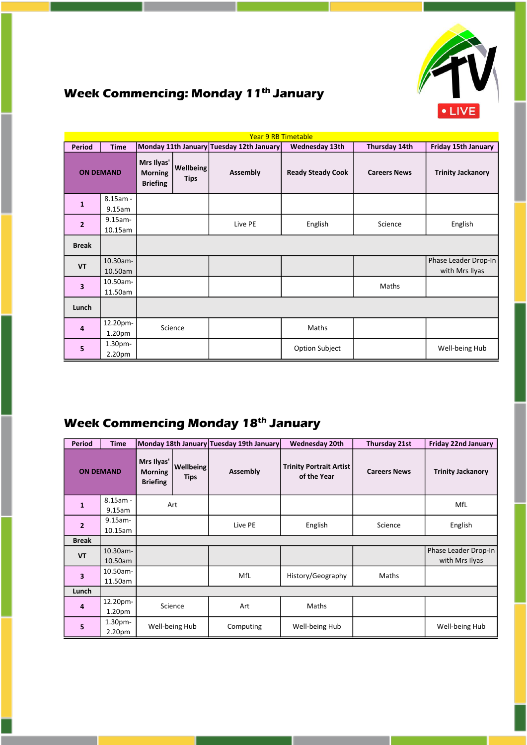## Week Commencing: Monday 11th January

Year 9 RB Timetable

| Period | Time | Monday 11th January | | Tuesday 12th January | Wednesday 13th | Thursday 14th | Friday 15th January |
|---|---|---|---|---|---|---|---|
| **ON DEMAND** | | **Mrs Ilyas' Morning Briefing** | **Wellbeing Tips** | **Assembly** | **Ready Steady Cook** | **Careers News** | **Trinity Jackanory** |
| **1** | 8.15am - 9.15am | | | | | | |
| **2** | 9.15am- 10.15am | | | Live PE | English | Science | English |
| **Break** | | | | | | | |
| **VT** | 10.30am- 10.50am | | | | | | Phase Leader Drop-In with Mrs Ilyas |
| **3** | 10.50am- 11.50am | | | | | Maths | |
| **Lunch** | | | | | | | |
| **4** | 12.20pm- 1.20pm | Science | | | Maths | | |
| **5** | 1.30pm- 2.20pm | | | | Option Subject | | Well-being Hub |

## Week Commencing Monday 18th January

| Period | Time | Monday 18th January | | Tuesday 19th January | Wednesday 20th | Thursday 21st | Friday 22nd January |
|---|---|---|---|---|---|---|---|
| **ON DEMAND** | | **Mrs Ilyas' Morning Briefing** | **Wellbeing Tips** | **Assembly** | **Trinity Portrait Artist of the Year** | **Careers News** | **Trinity Jackanory** |
| **1** | 8.15am - 9.15am | Art | | | | | MfL |
| **2** | 9.15am- 10.15am | | | Live PE | English | Science | English |
| **Break** | | | | | | | |
| **VT** | 10.30am- 10.50am | | | | | | Phase Leader Drop-In with Mrs Ilyas |
| **3** | 10.50am- 11.50am | | | MfL | History/Geography | Maths | |
| **Lunch** | | | | | | | |
| **4** | 12.20pm- 1.20pm | Science | | Art | Maths | | |
| **5** | 1.30pm- 2.20pm | Well-being Hub | | Computing | Well-being Hub | | Well-being Hub |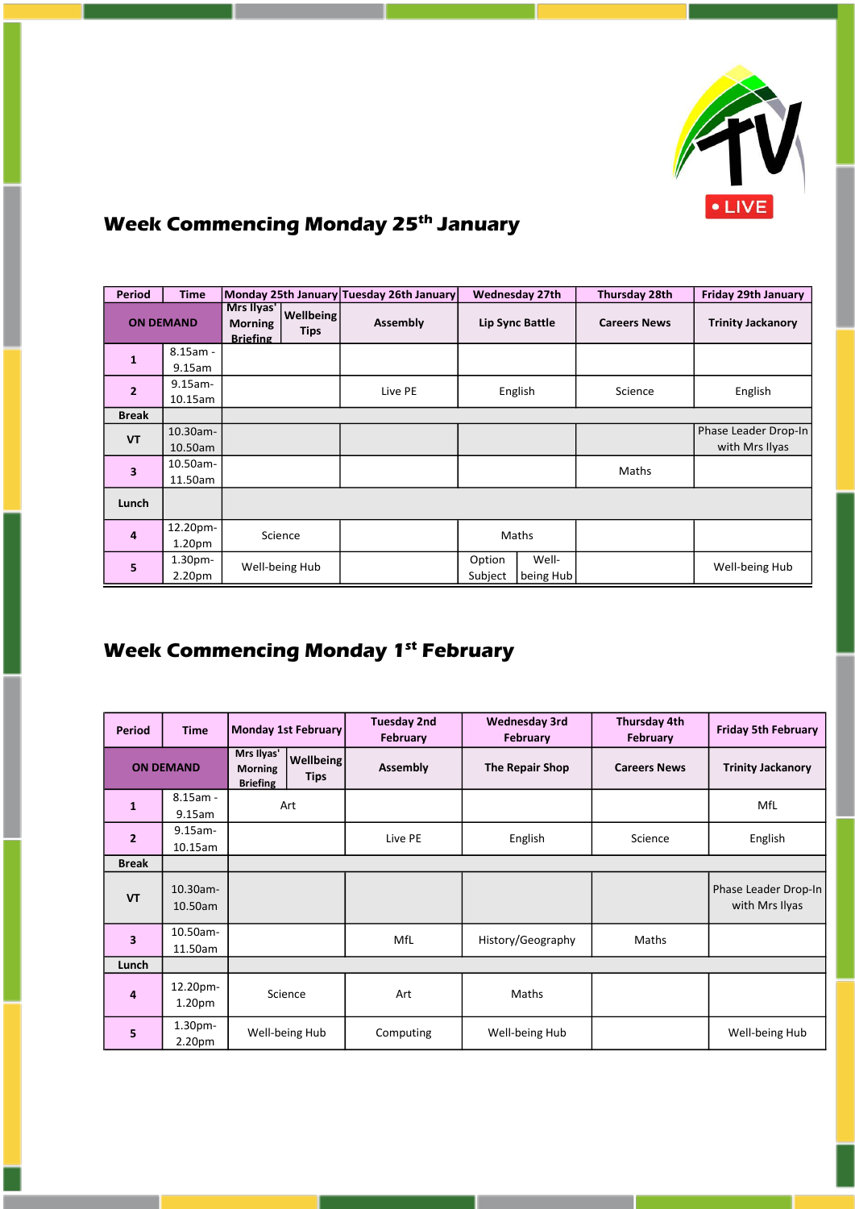## Week Commencing Monday 25th January

| Period | Time | Monday 25th January | | Tuesday 26th January | Wednesday 27th | | Thursday 28th | Friday 29th January |
|---|---|---|---|---|---|---|---|---|
| ON DEMAND | | Mrs Ilyas' Morning Briefing | Wellbeing Tips | Assembly | Lip Sync Battle | | Careers News | Trinity Jackanory |
| 1 | 8.15am - 9.15am | | | | | | | |
| 2 | 9.15am-10.15am | | | Live PE | English | | Science | English |
| Break | | | | | | | | |
| VT | 10.30am-10.50am | | | | | | | Phase Leader Drop-In with Mrs Ilyas |
| 3 | 10.50am-11.50am | | | | | | Maths | |
| Lunch | | | | | | | | |
| 4 | 12.20pm-1.20pm | Science | | | Maths | | | |
| 5 | 1.30pm-2.20pm | Well-being Hub | | | Option Subject | Well-being Hub | | Well-being Hub |

## Week Commencing Monday 1st February

| Period | Time | Monday 1st February | | Tuesday 2nd February | Wednesday 3rd February | Thursday 4th February | Friday 5th February |
|---|---|---|---|---|---|---|---|
| ON DEMAND | | Mrs Ilyas' Morning Briefing | Wellbeing Tips | Assembly | The Repair Shop | Careers News | Trinity Jackanory |
| 1 | 8.15am - 9.15am | Art | | | | | MfL |
| 2 | 9.15am-10.15am | | | Live PE | English | Science | English |
| Break | | | | | | | |
| VT | 10.30am-10.50am | | | | | | Phase Leader Drop-In with Mrs Ilyas |
| 3 | 10.50am-11.50am | | | MfL | History/Geography | Maths | |
| Lunch | | | | | | | |
| 4 | 12.20pm-1.20pm | Science | | Art | Maths | | |
| 5 | 1.30pm-2.20pm | Well-being Hub | | Computing | Well-being Hub | | Well-being Hub |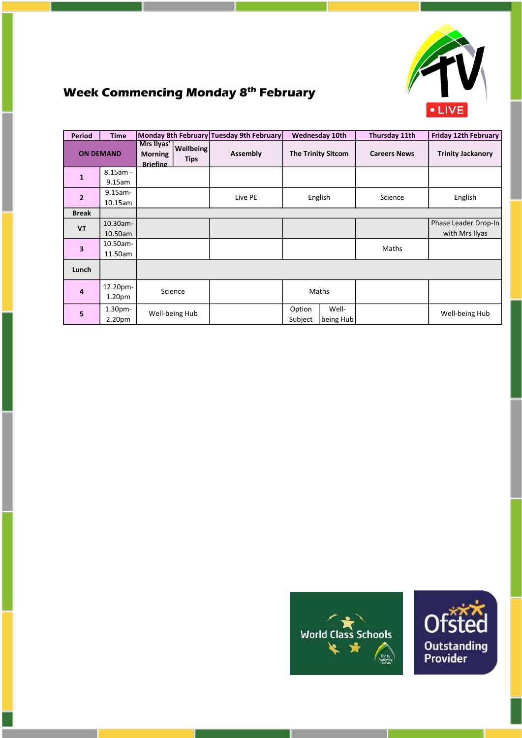# Week Commencing Monday 8th February

| Period | Time | Monday 8th February | | Tuesday 9th February | Wednesday 10th | | Thursday 11th | Friday 12th February |
|---|---|---|---|---|---|---|---|---|
| ON DEMAND | | Mrs Ilyas' Morning Briefing | Wellbeing Tips | Assembly | The Trinity Sitcom | | Careers News | Trinity Jackanory |
| 1 | 8.15am - 9.15am | | | | | | | |
| 2 | 9.15am-10.15am | | | Live PE | English | | Science | English |
| Break | | | | | | | | |
| VT | 10.30am-10.50am | | | | | | | Phase Leader Drop-In with Mrs Ilyas |
| 3 | 10.50am-11.50am | | | | | | Maths | |
| Lunch | | | | | | | | |
| 4 | 12.20pm-1.20pm | Science | | | Maths | | | |
| 5 | 1.30pm-2.20pm | Well-being Hub | | | Option Subject | Well-being Hub | | Well-being Hub |

World Class Schools

Ofsted Outstanding Provider